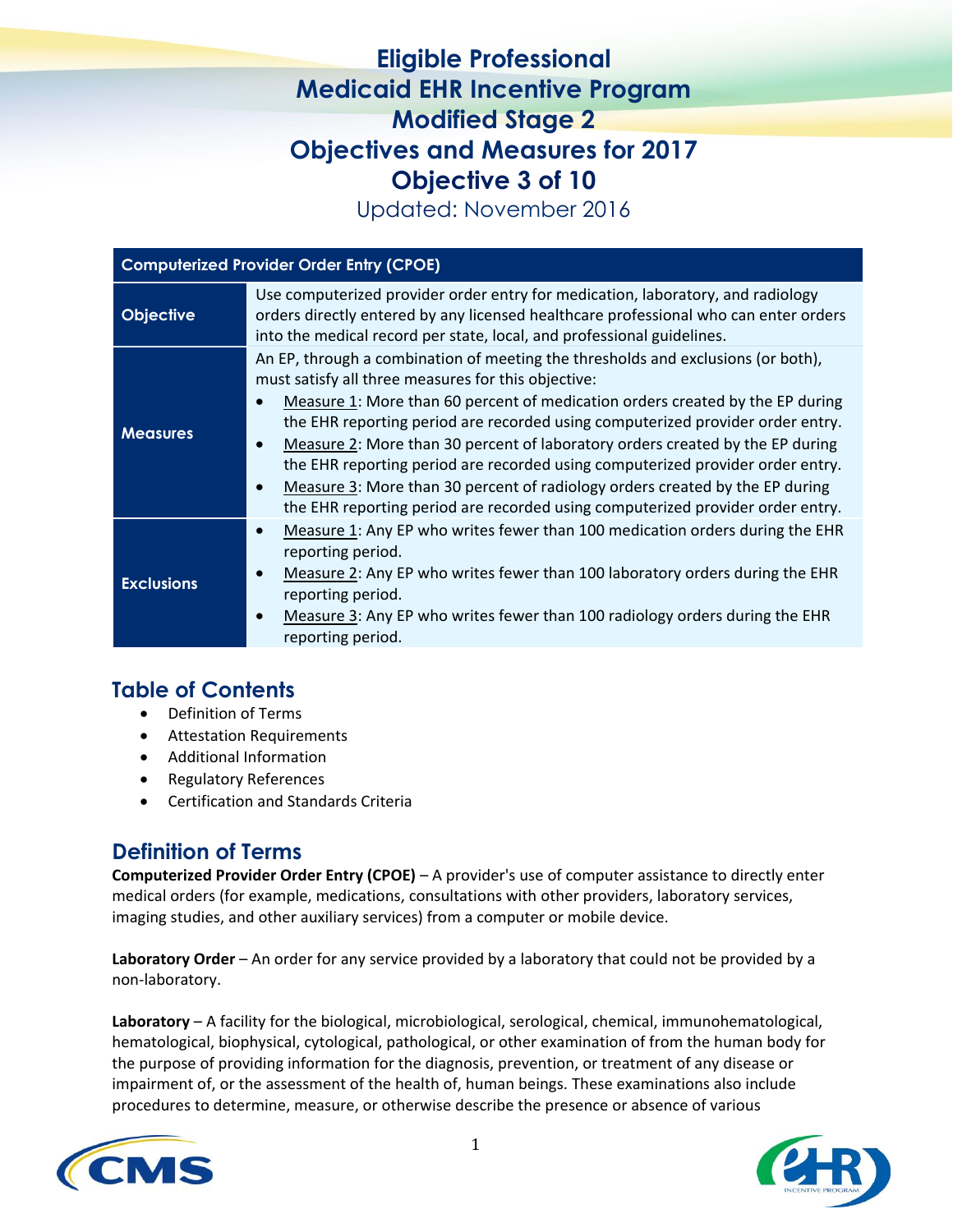# Eligible Professional
# Medicaid EHR Incentive Program
# Modified Stage 2
# Objectives and Measures for 2017
# Objective 3 of 10

Updated: November 2016

| Computerized Provider Order Entry (CPOE) | |
|---|---|
| **Objective** | Use computerized provider order entry for medication, laboratory, and radiology orders directly entered by any licensed healthcare professional who can enter orders into the medical record per state, local, and professional guidelines. |
| **Measures** | An EP, through a combination of meeting the thresholds and exclusions (or both), must satisfy all three measures for this objective:<br>• Measure 1: More than 60 percent of medication orders created by the EP during the EHR reporting period are recorded using computerized provider order entry.<br>• Measure 2: More than 30 percent of laboratory orders created by the EP during the EHR reporting period are recorded using computerized provider order entry.<br>• Measure 3: More than 30 percent of radiology orders created by the EP during the EHR reporting period are recorded using computerized provider order entry. |
| **Exclusions** | • Measure 1: Any EP who writes fewer than 100 medication orders during the EHR reporting period.<br>• Measure 2: Any EP who writes fewer than 100 laboratory orders during the EHR reporting period.<br>• Measure 3: Any EP who writes fewer than 100 radiology orders during the EHR reporting period. |

## Table of Contents

- Definition of Terms
- Attestation Requirements
- Additional Information
- Regulatory References
- Certification and Standards Criteria

## Definition of Terms

**Computerized Provider Order Entry (CPOE)** – A provider's use of computer assistance to directly enter medical orders (for example, medications, consultations with other providers, laboratory services, imaging studies, and other auxiliary services) from a computer or mobile device.

**Laboratory Order** – An order for any service provided by a laboratory that could not be provided by a non-laboratory.

**Laboratory** – A facility for the biological, microbiological, serological, chemical, immunohematological, hematological, biophysical, cytological, pathological, or other examination of from the human body for the purpose of providing information for the diagnosis, prevention, or treatment of any disease or impairment of, or the assessment of the health of, human beings. These examinations also include procedures to determine, measure, or otherwise describe the presence or absence of various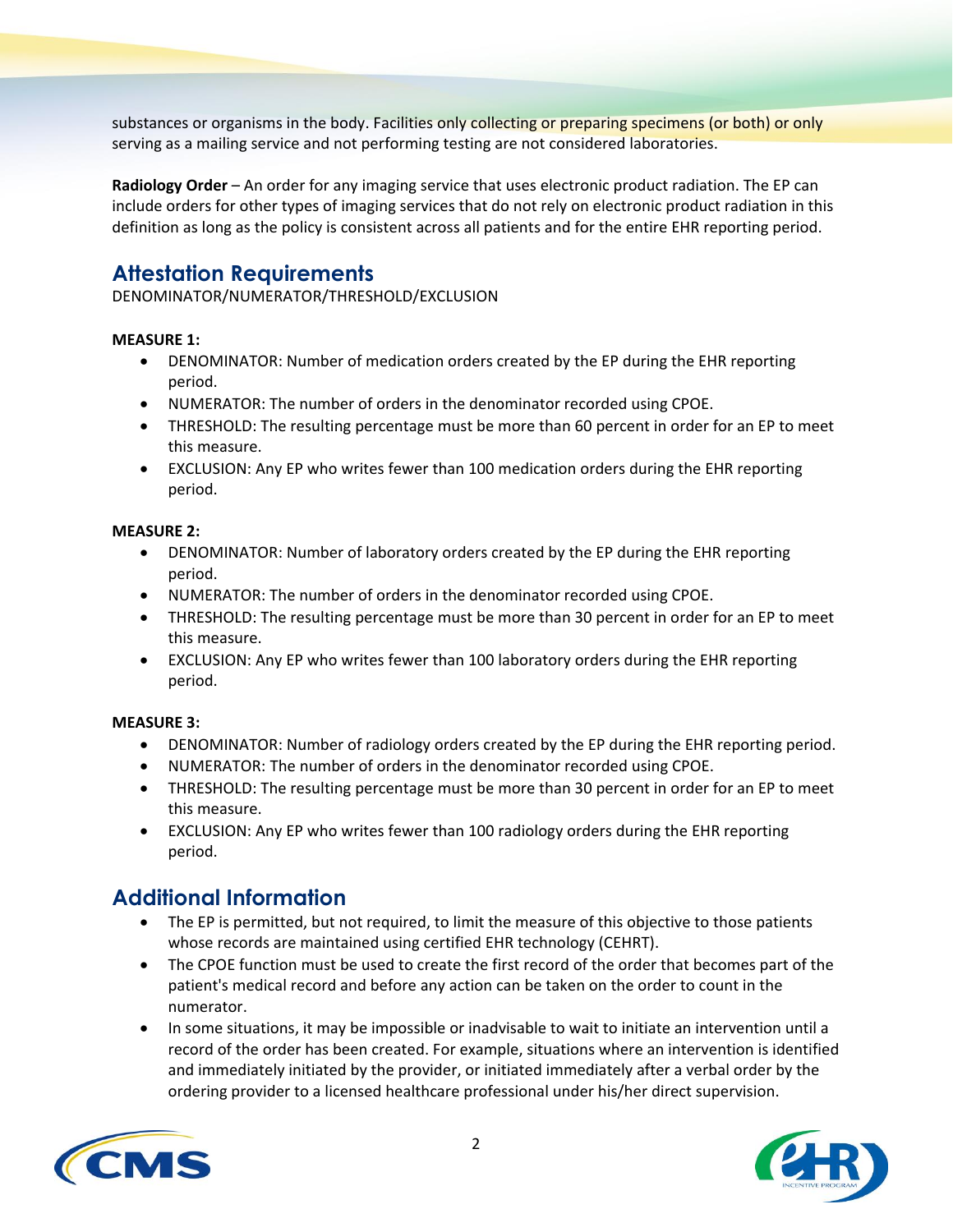substances or organisms in the body. Facilities only collecting or preparing specimens (or both) or only serving as a mailing service and not performing testing are not considered laboratories.

**Radiology Order** – An order for any imaging service that uses electronic product radiation. The EP can include orders for other types of imaging services that do not rely on electronic product radiation in this definition as long as the policy is consistent across all patients and for the entire EHR reporting period.

## Attestation Requirements

DENOMINATOR/NUMERATOR/THRESHOLD/EXCLUSION

**MEASURE 1:**

- DENOMINATOR: Number of medication orders created by the EP during the EHR reporting period.
- NUMERATOR: The number of orders in the denominator recorded using CPOE.
- THRESHOLD: The resulting percentage must be more than 60 percent in order for an EP to meet this measure.
- EXCLUSION: Any EP who writes fewer than 100 medication orders during the EHR reporting period.

**MEASURE 2:**

- DENOMINATOR: Number of laboratory orders created by the EP during the EHR reporting period.
- NUMERATOR: The number of orders in the denominator recorded using CPOE.
- THRESHOLD: The resulting percentage must be more than 30 percent in order for an EP to meet this measure.
- EXCLUSION: Any EP who writes fewer than 100 laboratory orders during the EHR reporting period.

**MEASURE 3:**

- DENOMINATOR: Number of radiology orders created by the EP during the EHR reporting period.
- NUMERATOR: The number of orders in the denominator recorded using CPOE.
- THRESHOLD: The resulting percentage must be more than 30 percent in order for an EP to meet this measure.
- EXCLUSION: Any EP who writes fewer than 100 radiology orders during the EHR reporting period.

## Additional Information

- The EP is permitted, but not required, to limit the measure of this objective to those patients whose records are maintained using certified EHR technology (CEHRT).
- The CPOE function must be used to create the first record of the order that becomes part of the patient's medical record and before any action can be taken on the order to count in the numerator.
- In some situations, it may be impossible or inadvisable to wait to initiate an intervention until a record of the order has been created. For example, situations where an intervention is identified and immediately initiated by the provider, or initiated immediately after a verbal order by the ordering provider to a licensed healthcare professional under his/her direct supervision.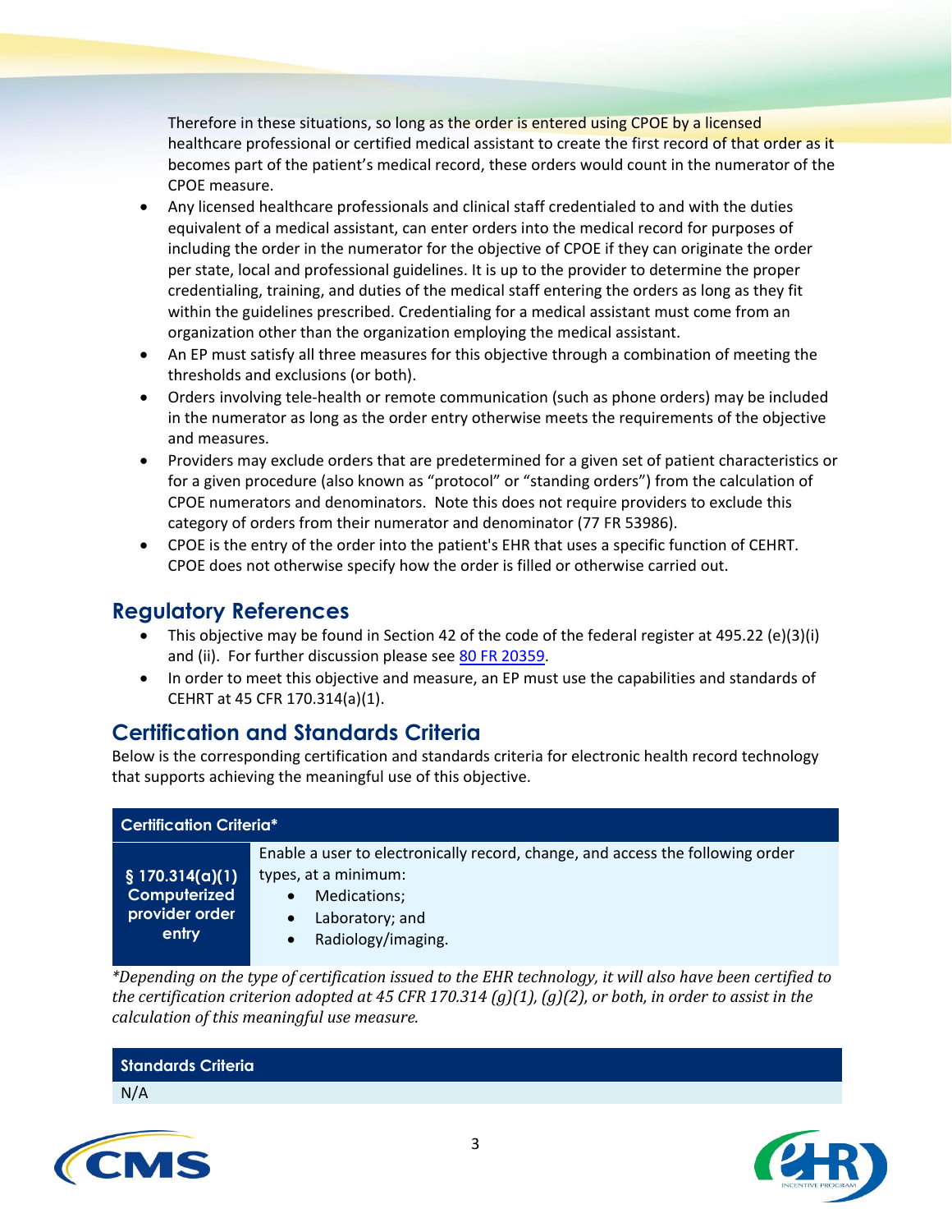Therefore in these situations, so long as the order is entered using CPOE by a licensed healthcare professional or certified medical assistant to create the first record of that order as it becomes part of the patient's medical record, these orders would count in the numerator of the CPOE measure.

- Any licensed healthcare professionals and clinical staff credentialed to and with the duties equivalent of a medical assistant, can enter orders into the medical record for purposes of including the order in the numerator for the objective of CPOE if they can originate the order per state, local and professional guidelines. It is up to the provider to determine the proper credentialing, training, and duties of the medical staff entering the orders as long as they fit within the guidelines prescribed. Credentialing for a medical assistant must come from an organization other than the organization employing the medical assistant.
- An EP must satisfy all three measures for this objective through a combination of meeting the thresholds and exclusions (or both).
- Orders involving tele-health or remote communication (such as phone orders) may be included in the numerator as long as the order entry otherwise meets the requirements of the objective and measures.
- Providers may exclude orders that are predetermined for a given set of patient characteristics or for a given procedure (also known as "protocol" or "standing orders") from the calculation of CPOE numerators and denominators. Note this does not require providers to exclude this category of orders from their numerator and denominator (77 FR 53986).
- CPOE is the entry of the order into the patient's EHR that uses a specific function of CEHRT. CPOE does not otherwise specify how the order is filled or otherwise carried out.

## Regulatory References

- This objective may be found in Section 42 of the code of the federal register at 495.22 (e)(3)(i) and (ii). For further discussion please see [80 FR 20359](80 FR 20359).
- In order to meet this objective and measure, an EP must use the capabilities and standards of CEHRT at 45 CFR 170.314(a)(1).

## Certification and Standards Criteria

Below is the corresponding certification and standards criteria for electronic health record technology that supports achieving the meaningful use of this objective.

| Certification Criteria* | |
|---|---|
| **§ 170.314(a)(1) Computerized provider order entry** | Enable a user to electronically record, change, and access the following order types, at a minimum:<br>• Medications;<br>• Laboratory; and<br>• Radiology/imaging. |

*\*Depending on the type of certification issued to the EHR technology, it will also have been certified to the certification criterion adopted at 45 CFR 170.314 (g)(1), (g)(2), or both, in order to assist in the calculation of this meaningful use measure.*

| Standards Criteria |
|---|
| N/A |